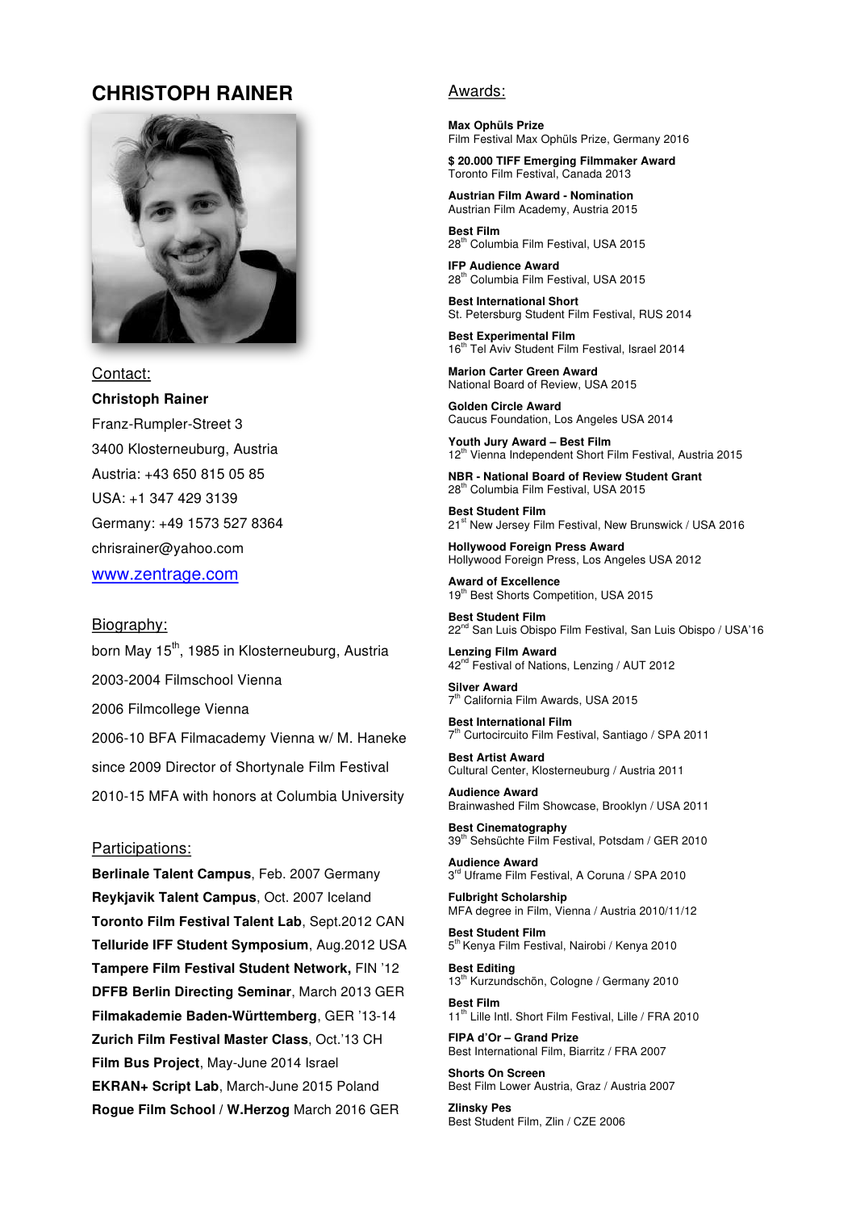# CHRISTOPH RAINER

## Contact:

**Christoph Rainer**
Franz-Rumpler-Street 3
3400 Klosterneuburg, Austria
Austria: +43 650 815 05 85
USA: +1 347 429 3139
Germany: +49 1573 527 8364
chrisrainer@yahoo.com
www.zentrage.com

## Biography:

born May 15th, 1985 in Klosterneuburg, Austria

2003-2004 Filmschool Vienna

2006 Filmcollege Vienna

2006-10 BFA Filmacademy Vienna w/ M. Haneke

since 2009 Director of Shortynale Film Festival

2010-15 MFA with honors at Columbia University

## Participations:

**Berlinale Talent Campus**, Feb. 2007 Germany
**Reykjavik Talent Campus**, Oct. 2007 Iceland
**Toronto Film Festival Talent Lab**, Sept.2012 CAN
**Telluride IFF Student Symposium**, Aug.2012 USA
**Tampere Film Festival Student Network,** FIN '12
**DFFB Berlin Directing Seminar**, March 2013 GER
**Filmakademie Baden-Württemberg**, GER '13-14
**Zurich Film Festival Master Class**, Oct.'13 CH
**Film Bus Project**, May-June 2014 Israel
**EKRAN+ Script Lab**, March-June 2015 Poland
**Rogue Film School / W.Herzog** March 2016 GER

## Awards:

**Max Ophüls Prize**
Film Festival Max Ophüls Prize, Germany 2016

**$ 20.000 TIFF Emerging Filmmaker Award**
Toronto Film Festival, Canada 2013

**Austrian Film Award - Nomination**
Austrian Film Academy, Austria 2015

**Best Film**
28th Columbia Film Festival, USA 2015

**IFP Audience Award**
28th Columbia Film Festival, USA 2015

**Best International Short**
St. Petersburg Student Film Festival, RUS 2014

**Best Experimental Film**
16th Tel Aviv Student Film Festival, Israel 2014

**Marion Carter Green Award**
National Board of Review, USA 2015

**Golden Circle Award**
Caucus Foundation, Los Angeles USA 2014

**Youth Jury Award – Best Film**
12th Vienna Independent Short Film Festival, Austria 2015

**NBR - National Board of Review Student Grant**
28th Columbia Film Festival, USA 2015

**Best Student Film**
21st New Jersey Film Festival, New Brunswick / USA 2016

**Hollywood Foreign Press Award**
Hollywood Foreign Press, Los Angeles USA 2012

**Award of Excellence**
19th Best Shorts Competition, USA 2015

**Best Student Film**
22nd San Luis Obispo Film Festival, San Luis Obispo / USA'16

**Lenzing Film Award**
42nd Festival of Nations, Lenzing / AUT 2012

**Silver Award**
7th California Film Awards, USA 2015

**Best International Film**
7th Curtocircuito Film Festival, Santiago / SPA 2011

**Best Artist Award**
Cultural Center, Klosterneuburg / Austria 2011

**Audience Award**
Brainwashed Film Showcase, Brooklyn / USA 2011

**Best Cinematography**
39th Sehsüchte Film Festival, Potsdam / GER 2010

**Audience Award**
3rd Uframe Film Festival, A Coruna / SPA 2010

**Fulbright Scholarship**
MFA degree in Film, Vienna / Austria 2010/11/12

**Best Student Film**
5th Kenya Film Festival, Nairobi / Kenya 2010

**Best Editing**
13th Kurzundschön, Cologne / Germany 2010

**Best Film**
11th Lille Intl. Short Film Festival, Lille / FRA 2010

**FIPA d'Or – Grand Prize**
Best International Film, Biarritz / FRA 2007

**Shorts On Screen**
Best Film Lower Austria, Graz / Austria 2007

**Zlinsky Pes**
Best Student Film, Zlin / CZE 2006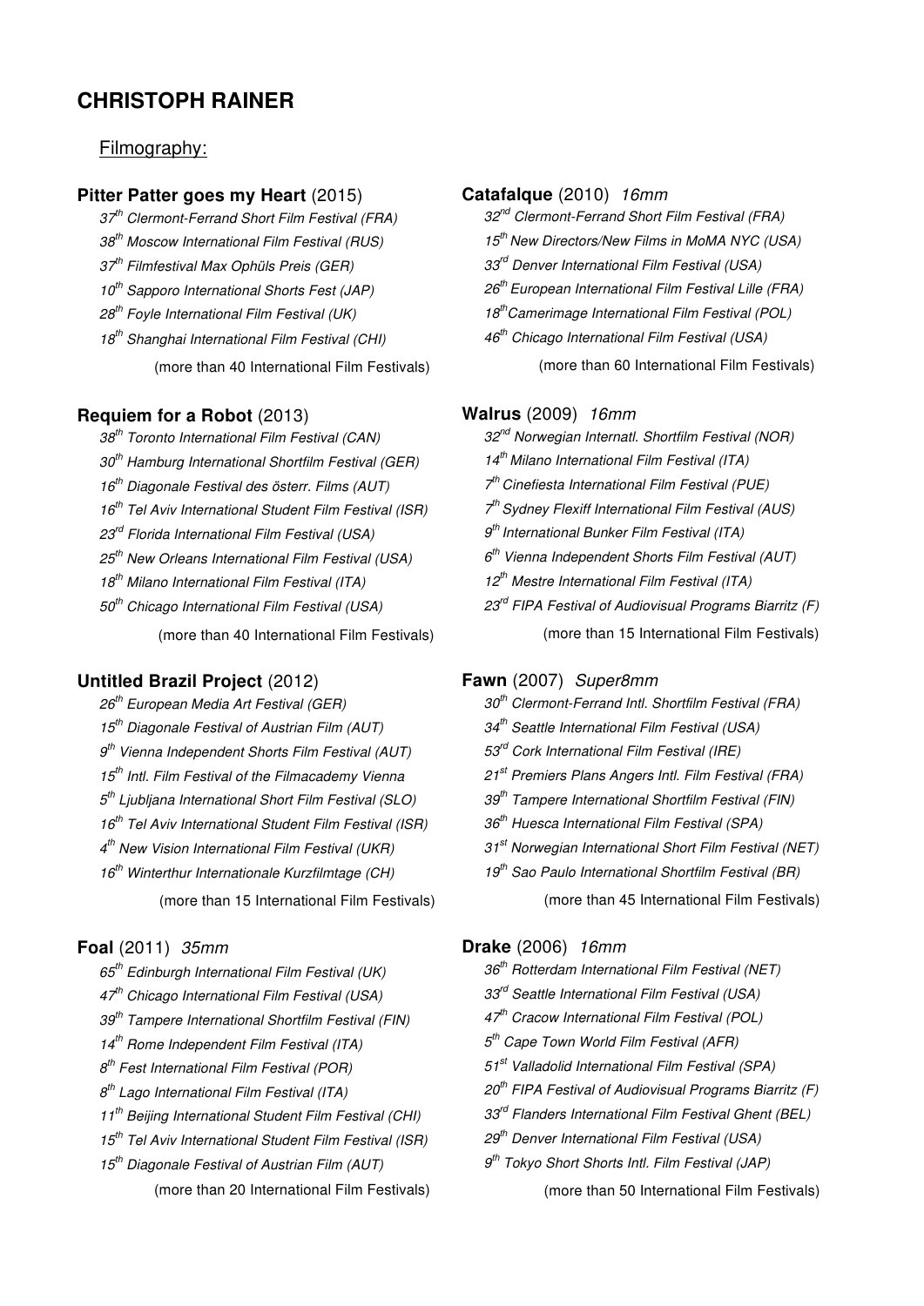# CHRISTOPH RAINER

## Filmography:

**Pitter Patter goes my Heart** (2015)

*37th Clermont-Ferrand Short Film Festival (FRA)*
*38th Moscow International Film Festival (RUS)*
*37th Filmfestival Max Ophüls Preis (GER)*
*10th Sapporo International Shorts Fest (JAP)*
*28th Foyle International Film Festival (UK)*
*18th Shanghai International Film Festival (CHI)*
(more than 40 International Film Festivals)

**Requiem for a Robot** (2013)

*38th Toronto International Film Festival (CAN)*
*30th Hamburg International Shortfilm Festival (GER)*
*16th Diagonale Festival des österr. Films (AUT)*
*16th Tel Aviv International Student Film Festival (ISR)*
*23rd Florida International Film Festival (USA)*
*25th New Orleans International Film Festival (USA)*
*18th Milano International Film Festival (ITA)*
*50th Chicago International Film Festival (USA)*
(more than 40 International Film Festivals)

**Untitled Brazil Project** (2012)

*26th European Media Art Festival (GER)*
*15th Diagonale Festival of Austrian Film (AUT)*
*9th Vienna Independent Shorts Film Festival (AUT)*
*15th Intl. Film Festival of the Filmacademy Vienna*
*5th Ljubljana International Short Film Festival (SLO)*
*16th Tel Aviv International Student Film Festival (ISR)*
*4th New Vision International Film Festival (UKR)*
*16th Winterthur Internationale Kurzfilmtage (CH)*
(more than 15 International Film Festivals)

**Foal** (2011) *35mm*

*65th Edinburgh International Film Festival (UK)*
*47th Chicago International Film Festival (USA)*
*39th Tampere International Shortfilm Festival (FIN)*
*14th Rome Independent Film Festival (ITA)*
*8th Fest International Film Festival (POR)*
*8th Lago International Film Festival (ITA)*
*11th Beijing International Student Film Festival (CHI)*
*15th Tel Aviv International Student Film Festival (ISR)*
*15th Diagonale Festival of Austrian Film (AUT)*
(more than 20 International Film Festivals)

**Catafalque** (2010) *16mm*

*32nd Clermont-Ferrand Short Film Festival (FRA)*
*15th New Directors/New Films in MoMA NYC (USA)*
*33rd Denver International Film Festival (USA)*
*26th European International Film Festival Lille (FRA)*
*18th Camerimage International Film Festival (POL)*
*46th Chicago International Film Festival (USA)*
(more than 60 International Film Festivals)

**Walrus** (2009) *16mm*

*32nd Norwegian Internatl. Shortfilm Festival (NOR)*
*14th Milano International Film Festival (ITA)*
*7th Cinefiesta International Film Festival (PUE)*
*7th Sydney Flexiff International Film Festival (AUS)*
*9th International Bunker Film Festival (ITA)*
*6th Vienna Independent Shorts Film Festival (AUT)*
*12th Mestre International Film Festival (ITA)*
*23rd FIPA Festival of Audiovisual Programs Biarritz (F)*
(more than 15 International Film Festivals)

**Fawn** (2007) *Super8mm*

*30th Clermont-Ferrand Intl. Shortfilm Festival (FRA)*
*34th Seattle International Film Festival (USA)*
*53rd Cork International Film Festival (IRE)*
*21st Premiers Plans Angers Intl. Film Festival (FRA)*
*39th Tampere International Shortfilm Festival (FIN)*
*36th Huesca International Film Festival (SPA)*
*31st Norwegian International Short Film Festival (NET)*
*19th Sao Paulo International Shortfilm Festival (BR)*
(more than 45 International Film Festivals)

**Drake** (2006) *16mm*

*36th Rotterdam International Film Festival (NET)*
*33rd Seattle International Film Festival (USA)*
*47th Cracow International Film Festival (POL)*
*5th Cape Town World Film Festival (AFR)*
*51st Valladolid International Film Festival (SPA)*
*20th FIPA Festival of Audiovisual Programs Biarritz (F)*
*33rd Flanders International Film Festival Ghent (BEL)*
*29th Denver International Film Festival (USA)*
*9th Tokyo Short Shorts Intl. Film Festival (JAP)*
(more than 50 International Film Festivals)